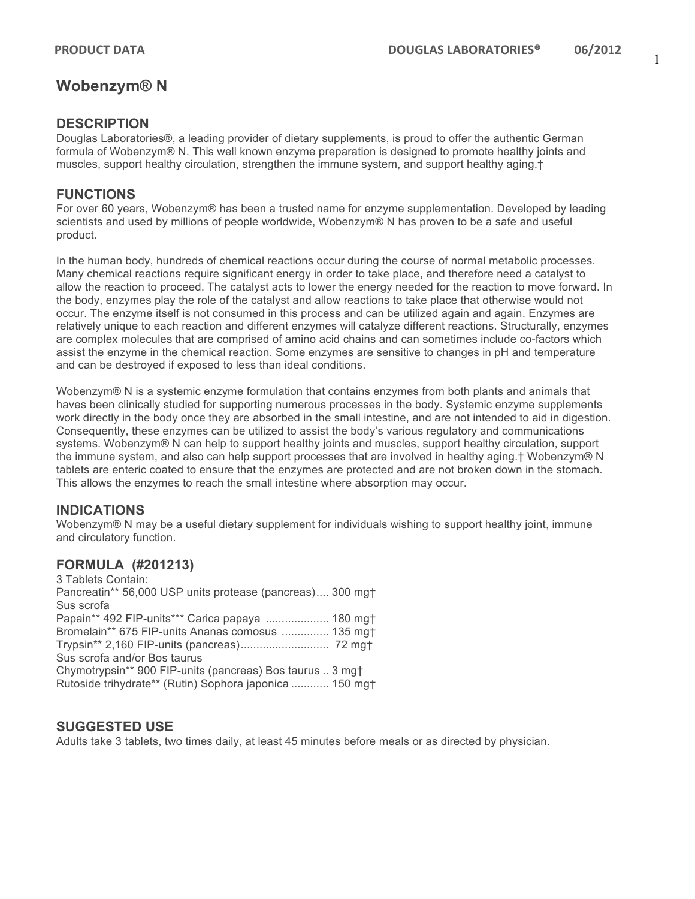# Wobenzym® N

## DESCRIPTION

Douglas Laboratories®, a leading provider of dietary supplements, is proud to offer the authentic German formula of Wobenzym® N. This well known enzyme preparation is designed to promote healthy joints and muscles, support healthy circulation, strengthen the immune system, and support healthy aging.†

## FUNCTIONS

For over 60 years, Wobenzym® has been a trusted name for enzyme supplementation. Developed by leading scientists and used by millions of people worldwide, Wobenzym® N has proven to be a safe and useful product.

In the human body, hundreds of chemical reactions occur during the course of normal metabolic processes. Many chemical reactions require significant energy in order to take place, and therefore need a catalyst to allow the reaction to proceed. The catalyst acts to lower the energy needed for the reaction to move forward. In the body, enzymes play the role of the catalyst and allow reactions to take place that otherwise would not occur. The enzyme itself is not consumed in this process and can be utilized again and again. Enzymes are relatively unique to each reaction and different enzymes will catalyze different reactions. Structurally, enzymes are complex molecules that are comprised of amino acid chains and can sometimes include co-factors which assist the enzyme in the chemical reaction. Some enzymes are sensitive to changes in pH and temperature and can be destroyed if exposed to less than ideal conditions.

Wobenzym® N is a systemic enzyme formulation that contains enzymes from both plants and animals that haves been clinically studied for supporting numerous processes in the body. Systemic enzyme supplements work directly in the body once they are absorbed in the small intestine, and are not intended to aid in digestion. Consequently, these enzymes can be utilized to assist the body's various regulatory and communications systems. Wobenzym® N can help to support healthy joints and muscles, support healthy circulation, support the immune system, and also can help support processes that are involved in healthy aging.† Wobenzym® N tablets are enteric coated to ensure that the enzymes are protected and are not broken down in the stomach. This allows the enzymes to reach the small intestine where absorption may occur.

## INDICATIONS

Wobenzym® N may be a useful dietary supplement for individuals wishing to support healthy joint, immune and circulatory function.

## FORMULA (#201213)

3 Tablets Contain:
Pancreatin** 56,000 USP units protease (pancreas).... 300 mg†
Sus scrofa
Papain** 492 FIP-units*** Carica papaya .................... 180 mg†
Bromelain** 675 FIP-units Ananas comosus ............... 135 mg†
Trypsin** 2,160 FIP-units (pancreas)............................ 72 mg†
Sus scrofa and/or Bos taurus
Chymotrypsin** 900 FIP-units (pancreas) Bos taurus .. 3 mg†
Rutoside trihydrate** (Rutin) Sophora japonica ............ 150 mg†

## SUGGESTED USE

Adults take 3 tablets, two times daily, at least 45 minutes before meals or as directed by physician.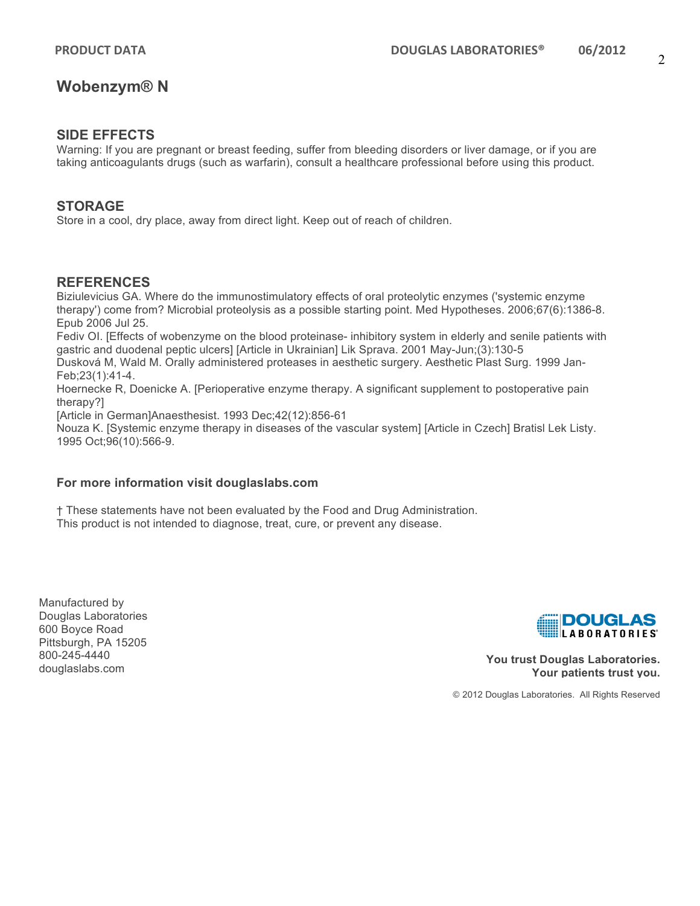# Wobenzym® N

## SIDE EFFECTS

Warning: If you are pregnant or breast feeding, suffer from bleeding disorders or liver damage, or if you are taking anticoagulants drugs (such as warfarin), consult a healthcare professional before using this product.

## STORAGE

Store in a cool, dry place, away from direct light. Keep out of reach of children.

## REFERENCES

Biziulevicius GA. Where do the immunostimulatory effects of oral proteolytic enzymes ('systemic enzyme therapy') come from? Microbial proteolysis as a possible starting point. Med Hypotheses. 2006;67(6):1386-8. Epub 2006 Jul 25.

Fediv OI. [Effects of wobenzyme on the blood proteinase- inhibitory system in elderly and senile patients with gastric and duodenal peptic ulcers] [Article in Ukrainian] Lik Sprava. 2001 May-Jun;(3):130-5

Dusková M, Wald M. Orally administered proteases in aesthetic surgery. Aesthetic Plast Surg. 1999 Jan-Feb;23(1):41-4.

Hoernecke R, Doenicke A. [Perioperative enzyme therapy. A significant supplement to postoperative pain therapy?]
[Article in German]Anaesthesist. 1993 Dec;42(12):856-61

Nouza K. [Systemic enzyme therapy in diseases of the vascular system] [Article in Czech] Bratisl Lek Listy. 1995 Oct;96(10):566-9.

**For more information visit douglaslabs.com**

† These statements have not been evaluated by the Food and Drug Administration.
This product is not intended to diagnose, treat, cure, or prevent any disease.

Manufactured by
Douglas Laboratories
600 Boyce Road
Pittsburgh, PA 15205
800-245-4440
douglaslabs.com

DOUGLAS LABORATORIES®

**You trust Douglas Laboratories.**
**Your patients trust you.**

© 2012 Douglas Laboratories. All Rights Reserved